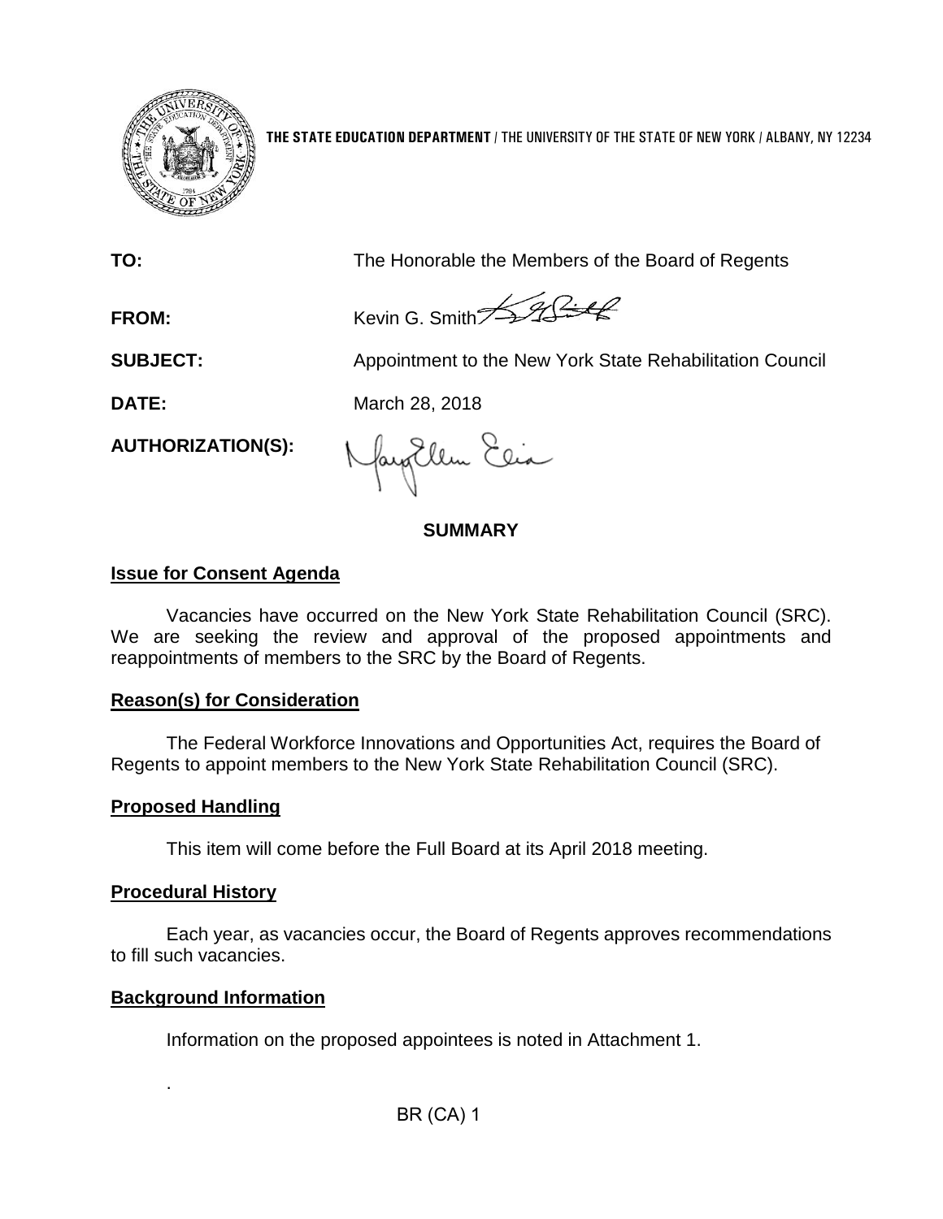**THE STATE EDUCATION DEPARTMENT** / THE UNIVERSITY OF THE STATE OF NEW YORK / ALBANY, NY 12234

**TO:** The Honorable the Members of the Board of Regents

**FROM:** Kevin G. Smith

**SUBJECT:** Appointment to the New York State Rehabilitation Council

**DATE:** March 28, 2018

**AUTHORIZATION(S):**

## SUMMARY

### Issue for Consent Agenda

Vacancies have occurred on the New York State Rehabilitation Council (SRC). We are seeking the review and approval of the proposed appointments and reappointments of members to the SRC by the Board of Regents.

### Reason(s) for Consideration

The Federal Workforce Innovations and Opportunities Act, requires the Board of Regents to appoint members to the New York State Rehabilitation Council (SRC).

### Proposed Handling

This item will come before the Full Board at its April 2018 meeting.

### Procedural History

Each year, as vacancies occur, the Board of Regents approves recommendations to fill such vacancies.

### Background Information

Information on the proposed appointees is noted in Attachment 1.

.

BR (CA) 1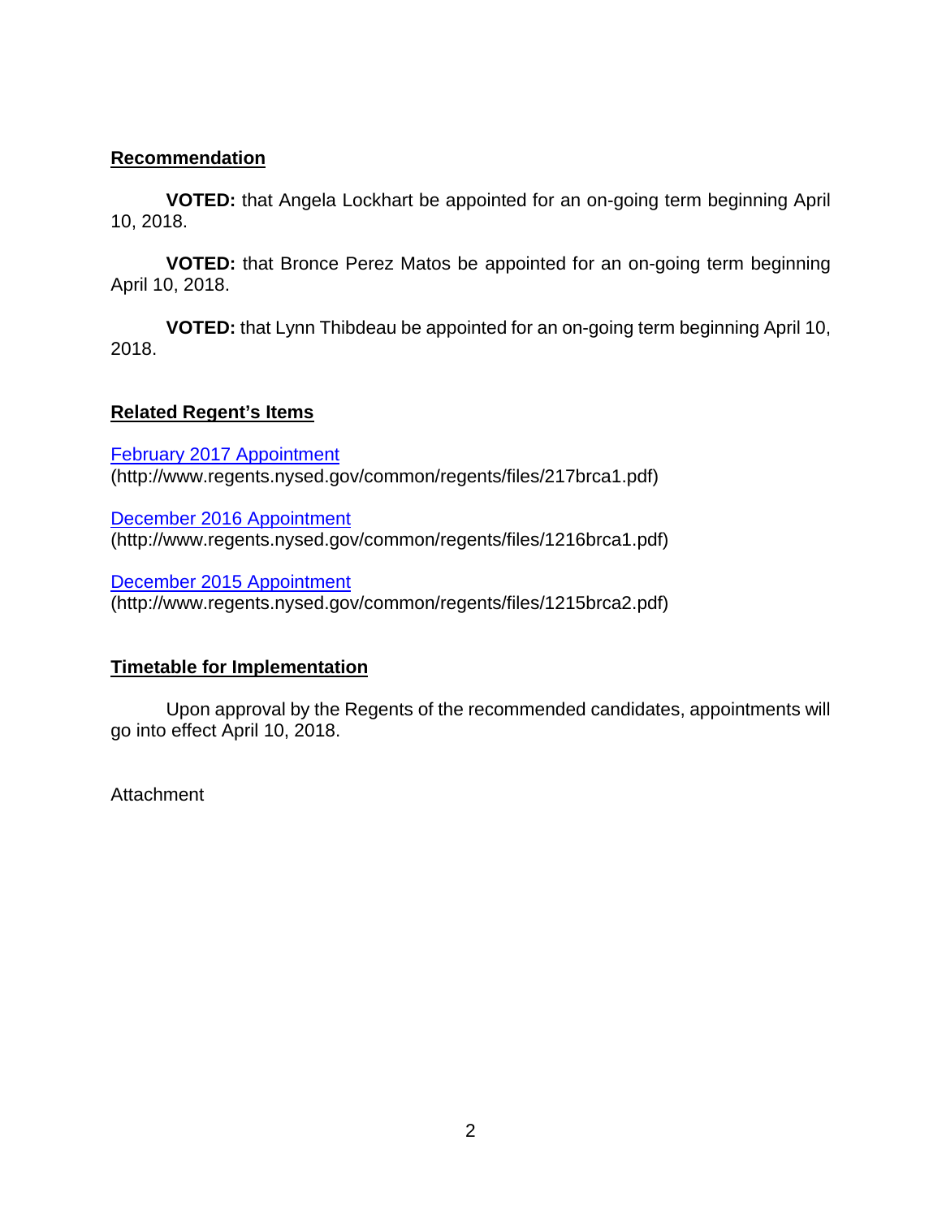## Recommendation

**VOTED:** that Angela Lockhart be appointed for an on-going term beginning April 10, 2018.

**VOTED:** that Bronce Perez Matos be appointed for an on-going term beginning April 10, 2018.

**VOTED:** that Lynn Thibdeau be appointed for an on-going term beginning April 10, 2018.

## Related Regent's Items

[February 2017 Appointment](http://www.regents.nysed.gov/common/regents/files/217brca1.pdf)
(http://www.regents.nysed.gov/common/regents/files/217brca1.pdf)

[December 2016 Appointment](http://www.regents.nysed.gov/common/regents/files/1216brca1.pdf)
(http://www.regents.nysed.gov/common/regents/files/1216brca1.pdf)

[December 2015 Appointment](http://www.regents.nysed.gov/common/regents/files/1215brca2.pdf)
(http://www.regents.nysed.gov/common/regents/files/1215brca2.pdf)

## Timetable for Implementation

Upon approval by the Regents of the recommended candidates, appointments will go into effect April 10, 2018.

Attachment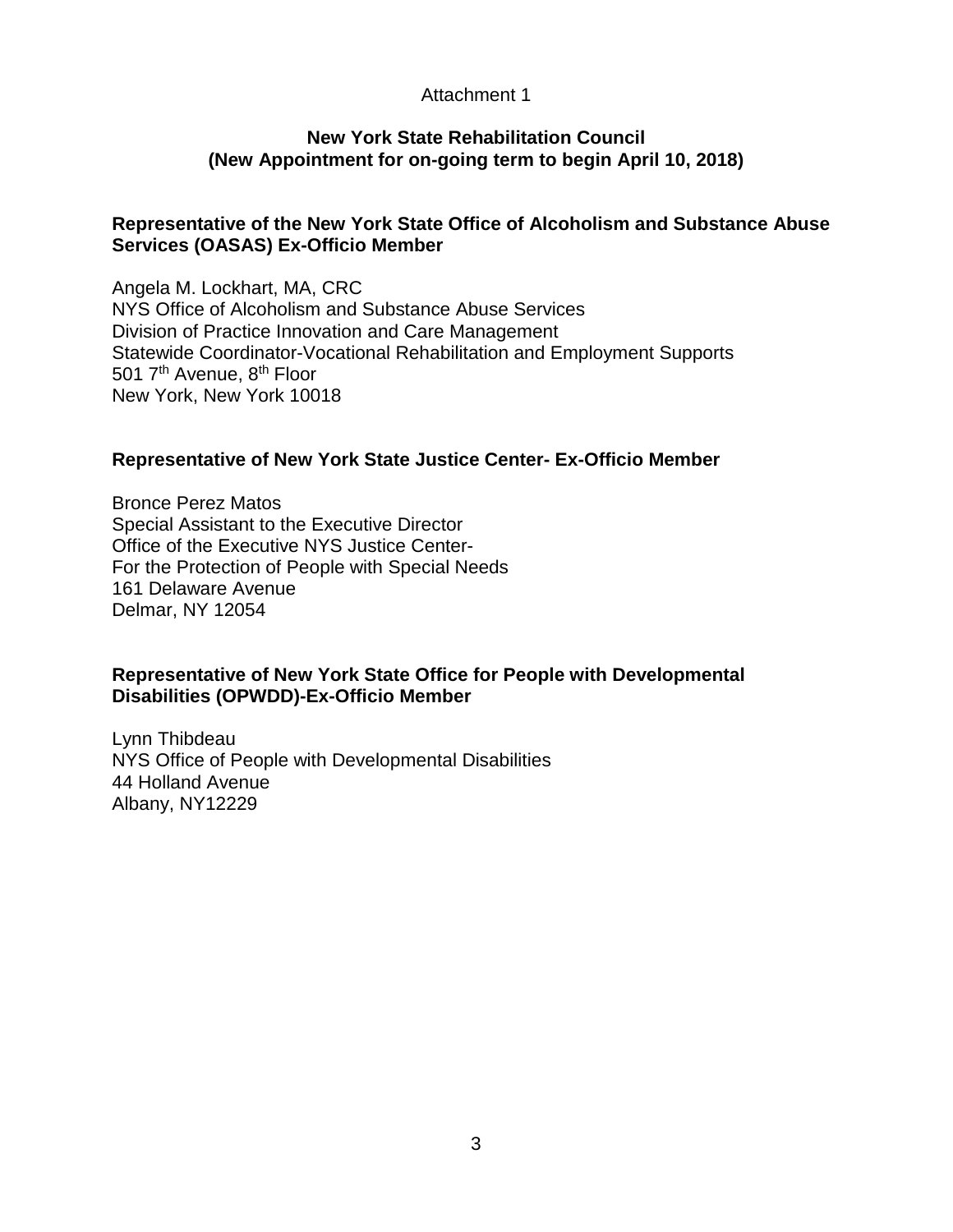Attachment 1

**New York State Rehabilitation Council**
**(New Appointment for on-going term to begin April 10, 2018)**

**Representative of the New York State Office of Alcoholism and Substance Abuse Services (OASAS) Ex-Officio Member**

Angela M. Lockhart, MA, CRC
NYS Office of Alcoholism and Substance Abuse Services
Division of Practice Innovation and Care Management
Statewide Coordinator-Vocational Rehabilitation and Employment Supports
501 7th Avenue, 8th Floor
New York, New York 10018

**Representative of New York State Justice Center- Ex-Officio Member**

Bronce Perez Matos
Special Assistant to the Executive Director
Office of the Executive NYS Justice Center-
For the Protection of People with Special Needs
161 Delaware Avenue
Delmar, NY 12054

**Representative of New York State Office for People with Developmental Disabilities (OPWDD)-Ex-Officio Member**

Lynn Thibdeau
NYS Office of People with Developmental Disabilities
44 Holland Avenue
Albany, NY12229